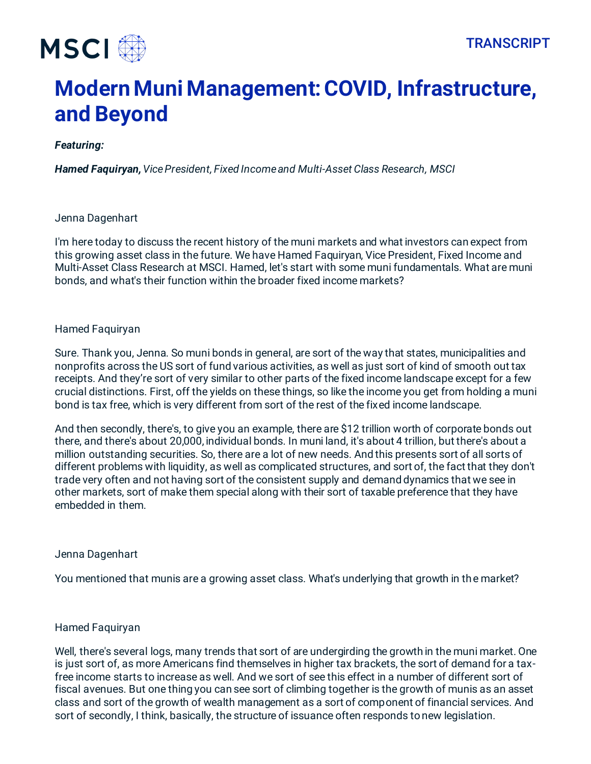# Modern Muni Management: COVID, Infrastructure, and Beyond

***Featuring:***

***Hamed Faquiryan,*** *Vice President, Fixed Income and Multi-Asset Class Research, MSCI*

Jenna Dagenhart

I'm here today to discuss the recent history of the muni markets and what investors can expect from this growing asset class in the future. We have Hamed Faquiryan, Vice President, Fixed Income and Multi-Asset Class Research at MSCI. Hamed, let's start with some muni fundamentals. What are muni bonds, and what's their function within the broader fixed income markets?

Hamed Faquiryan

Sure. Thank you, Jenna. So muni bonds in general, are sort of the way that states, municipalities and nonprofits across the US sort of fund various activities, as well as just sort of kind of smooth out tax receipts. And they're sort of very similar to other parts of the fixed income landscape except for a few crucial distinctions. First, off the yields on these things, so like the income you get from holding a muni bond is tax free, which is very different from sort of the rest of the fixed income landscape.

And then secondly, there's, to give you an example, there are $12 trillion worth of corporate bonds out there, and there's about 20,000, individual bonds. In muni land, it's about 4 trillion, but there's about a million outstanding securities. So, there are a lot of new needs. And this presents sort of all sorts of different problems with liquidity, as well as complicated structures, and sort of, the fact that they don't trade very often and not having sort of the consistent supply and demand dynamics that we see in other markets, sort of make them special along with their sort of taxable preference that they have embedded in them.

Jenna Dagenhart

You mentioned that munis are a growing asset class. What's underlying that growth in the market?

Hamed Faquiryan

Well, there's several logs, many trends that sort of are undergirding the growth in the muni market. One is just sort of, as more Americans find themselves in higher tax brackets, the sort of demand for a tax-free income starts to increase as well. And we sort of see this effect in a number of different sort of fiscal avenues. But one thing you can see sort of climbing together is the growth of munis as an asset class and sort of the growth of wealth management as a sort of component of financial services. And sort of secondly, I think, basically, the structure of issuance often responds to new legislation.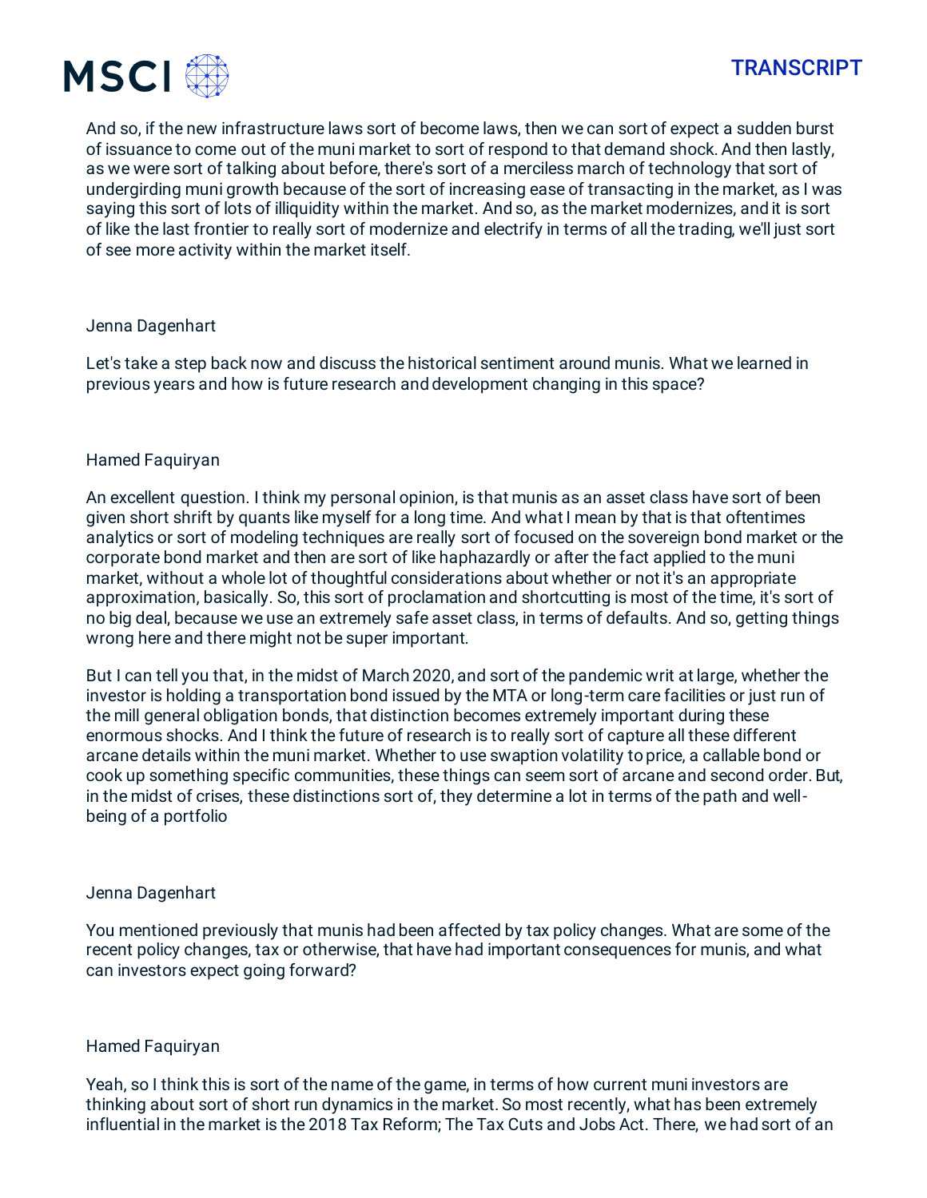And so, if the new infrastructure laws sort of become laws, then we can sort of expect a sudden burst of issuance to come out of the muni market to sort of respond to that demand shock. And then lastly, as we were sort of talking about before, there's sort of a merciless march of technology that sort of undergirding muni growth because of the sort of increasing ease of transacting in the market, as I was saying this sort of lots of illiquidity within the market. And so, as the market modernizes, and it is sort of like the last frontier to really sort of modernize and electrify in terms of all the trading, we'll just sort of see more activity within the market itself.

Jenna Dagenhart

Let's take a step back now and discuss the historical sentiment around munis. What we learned in previous years and how is future research and development changing in this space?

Hamed Faquiryan

An excellent question. I think my personal opinion, is that munis as an asset class have sort of been given short shrift by quants like myself for a long time. And what I mean by that is that oftentimes analytics or sort of modeling techniques are really sort of focused on the sovereign bond market or the corporate bond market and then are sort of like haphazardly or after the fact applied to the muni market, without a whole lot of thoughtful considerations about whether or not it's an appropriate approximation, basically. So, this sort of proclamation and shortcutting is most of the time, it's sort of no big deal, because we use an extremely safe asset class, in terms of defaults. And so, getting things wrong here and there might not be super important.

But I can tell you that, in the midst of March 2020, and sort of the pandemic writ at large, whether the investor is holding a transportation bond issued by the MTA or long-term care facilities or just run of the mill general obligation bonds, that distinction becomes extremely important during these enormous shocks. And I think the future of research is to really sort of capture all these different arcane details within the muni market. Whether to use swaption volatility to price, a callable bond or cook up something specific communities, these things can seem sort of arcane and second order. But, in the midst of crises, these distinctions sort of, they determine a lot in terms of the path and well-being of a portfolio

Jenna Dagenhart

You mentioned previously that munis had been affected by tax policy changes. What are some of the recent policy changes, tax or otherwise, that have had important consequences for munis, and what can investors expect going forward?

Hamed Faquiryan

Yeah, so I think this is sort of the name of the game, in terms of how current muni investors are thinking about sort of short run dynamics in the market. So most recently, what has been extremely influential in the market is the 2018 Tax Reform; The Tax Cuts and Jobs Act. There, we had sort of an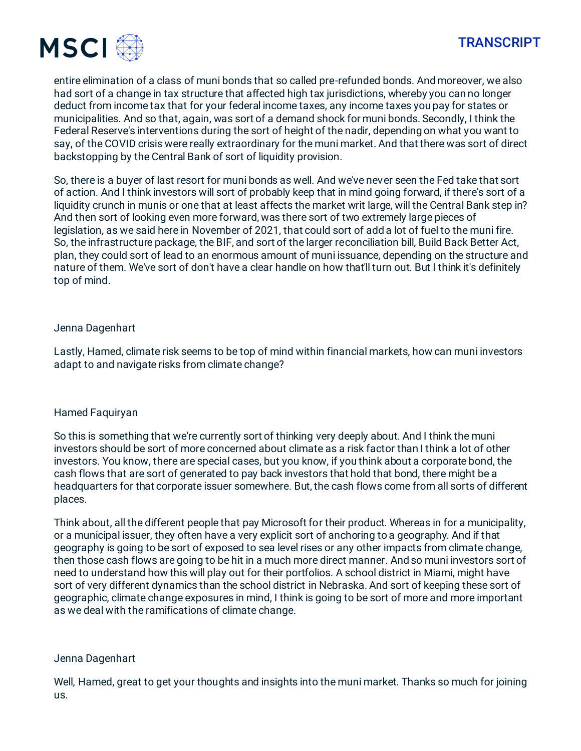entire elimination of a class of muni bonds that so called pre-refunded bonds. And moreover, we also had sort of a change in tax structure that affected high tax jurisdictions, whereby you can no longer deduct from income tax that for your federal income taxes, any income taxes you pay for states or municipalities. And so that, again, was sort of a demand shock for muni bonds. Secondly, I think the Federal Reserve's interventions during the sort of height of the nadir, depending on what you want to say, of the COVID crisis were really extraordinary for the muni market. And that there was sort of direct backstopping by the Central Bank of sort of liquidity provision.

So, there is a buyer of last resort for muni bonds as well. And we've never seen the Fed take that sort of action. And I think investors will sort of probably keep that in mind going forward, if there's sort of a liquidity crunch in munis or one that at least affects the market writ large, will the Central Bank step in? And then sort of looking even more forward, was there sort of two extremely large pieces of legislation, as we said here in November of 2021, that could sort of add a lot of fuel to the muni fire. So, the infrastructure package, the BIF, and sort of the larger reconciliation bill, Build Back Better Act, plan, they could sort of lead to an enormous amount of muni issuance, depending on the structure and nature of them. We've sort of don't have a clear handle on how that'll turn out. But I think it's definitely top of mind.

Jenna Dagenhart

Lastly, Hamed, climate risk seems to be top of mind within financial markets, how can muni investors adapt to and navigate risks from climate change?

Hamed Faquiryan

So this is something that we're currently sort of thinking very deeply about. And I think the muni investors should be sort of more concerned about climate as a risk factor than I think a lot of other investors. You know, there are special cases, but you know, if you think about a corporate bond, the cash flows that are sort of generated to pay back investors that hold that bond, there might be a headquarters for that corporate issuer somewhere. But, the cash flows come from all sorts of different places.

Think about, all the different people that pay Microsoft for their product. Whereas in for a municipality, or a municipal issuer, they often have a very explicit sort of anchoring to a geography. And if that geography is going to be sort of exposed to sea level rises or any other impacts from climate change, then those cash flows are going to be hit in a much more direct manner. And so muni investors sort of need to understand how this will play out for their portfolios. A school district in Miami, might have sort of very different dynamics than the school district in Nebraska. And sort of keeping these sort of geographic, climate change exposures in mind, I think is going to be sort of more and more important as we deal with the ramifications of climate change.

Jenna Dagenhart

Well, Hamed, great to get your thoughts and insights into the muni market. Thanks so much for joining us.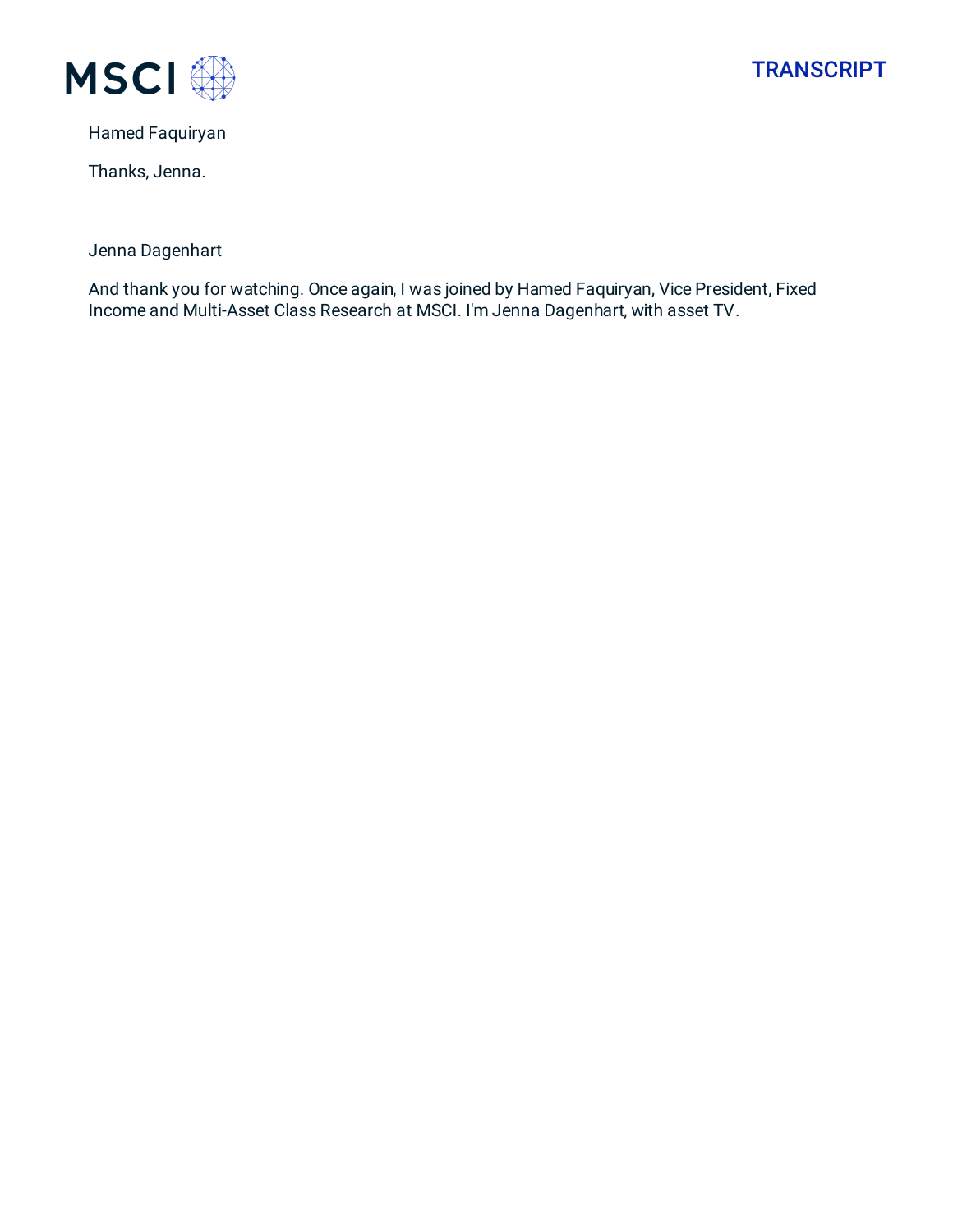Hamed Faquiryan

Thanks, Jenna.

Jenna Dagenhart

And thank you for watching. Once again, I was joined by Hamed Faquiryan, Vice President, Fixed Income and Multi-Asset Class Research at MSCI. I'm Jenna Dagenhart, with asset TV.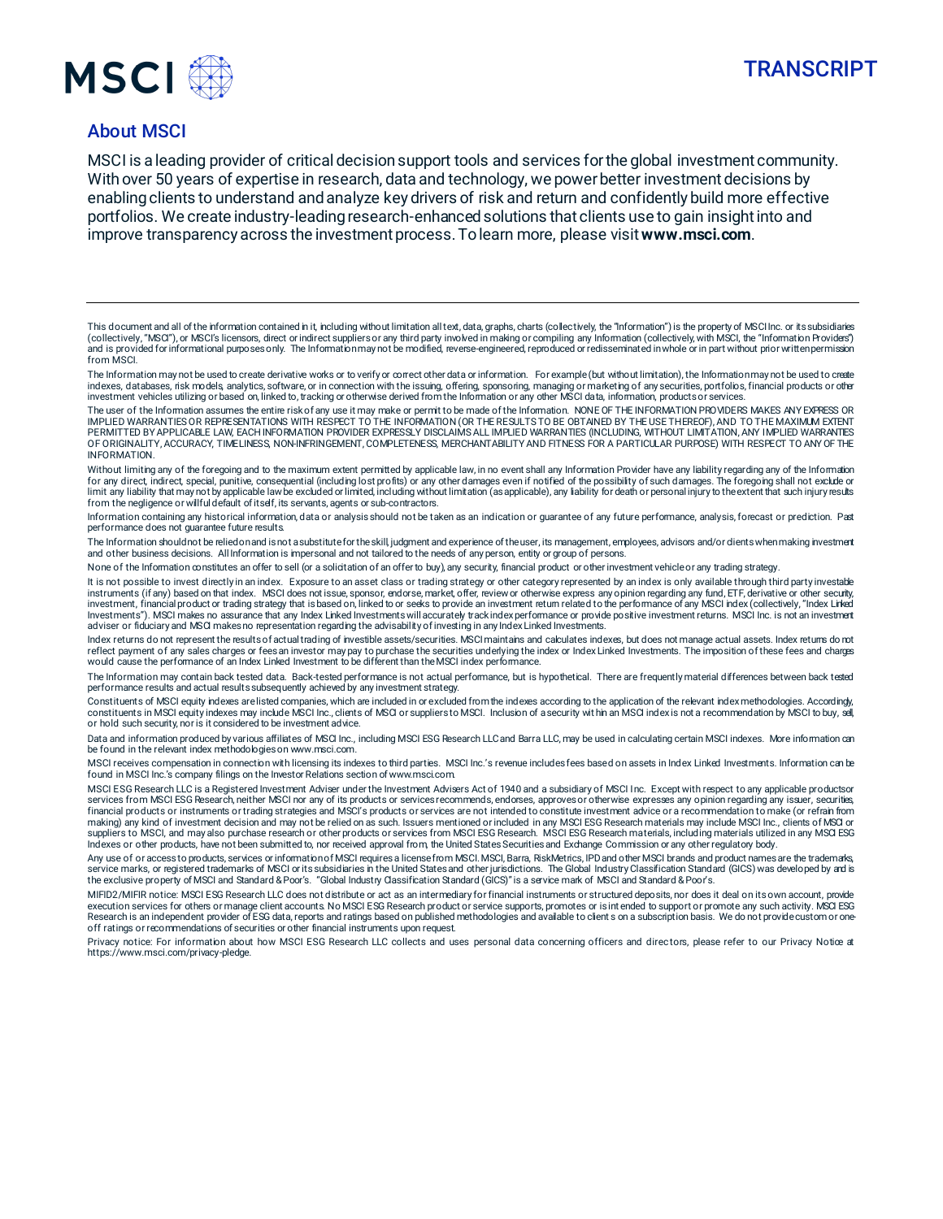## About MSCI

MSCI is a leading provider of critical decision support tools and services for the global investment community. With over 50 years of expertise in research, data and technology, we power better investment decisions by enabling clients to understand and analyze key drivers of risk and return and confidently build more effective portfolios. We create industry-leading research-enhanced solutions that clients use to gain insight into and improve transparency across the investment process. To learn more, please visit **www.msci.com**.

---

This document and all of the information contained in it, including without limitation all text, data, graphs, charts (collectively, the "Information") is the property of MSCI Inc. or its subsidiaries (collectively, "MSCI"), or MSCI's licensors, direct or indirect suppliers or any third party involved in making or compiling any Information (collectively, with MSCI, the "Information Providers") and is provided for informational purposes only. The Information may not be modified, reverse-engineered, reproduced or redisseminated in whole or in part without prior written permission from MSCI.

The Information may not be used to create derivative works or to verify or correct other data or information. For example (but without limitation), the Information may not be used to create indexes, databases, risk models, analytics, software, or in connection with the issuing, offering, sponsoring, managing or marketing of any securities, portfolios, financial products or other investment vehicles utilizing or based on, linked to, tracking or otherwise derived from the Information or any other MSCI data, information, products or services.

The user of the Information assumes the entire risk of any use it may make or permit to be made of the Information. NONE OF THE INFORMATION PROVIDERS MAKES ANY EXPRESS OR IMPLIED WARRANTIES OR REPRESENTATIONS WITH RESPECT TO THE INFORMATION (OR THE RESULTS TO BE OBTAINED BY THE USE THEREOF), AND TO THE MAXIMUM EXTENT PERMITTED BY APPLICABLE LAW, EACH INFORMATION PROVIDER EXPRESSLY DISCLAIMS ALL IMPLIED WARRANTIES (INCLUDING, WITHOUT LIMITATION, ANY IMPLIED WARRANTIES OF ORIGINALITY, ACCURACY, TIMELINESS, NON-INFRINGEMENT, COMPLETENESS, MERCHANTABILITY AND FITNESS FOR A PARTICULAR PURPOSE) WITH RESPECT TO ANY OF THE INFORMATION.

Without limiting any of the foregoing and to the maximum extent permitted by applicable law, in no event shall any Information Provider have any liability regarding any of the Information for any direct, indirect, special, punitive, consequential (including lost profits) or any other damages even if notified of the possibility of such damages. The foregoing shall not exclude or limit any liability that may not by applicable law be excluded or limited, including without limitation (as applicable), any liability for death or personal injury to the extent that such injury results from the negligence or willful default of itself, its servants, agents or sub-contractors.

Information containing any historical information, data or analysis should not be taken as an indication or guarantee of any future performance, analysis, forecast or prediction. Past performance does not guarantee future results.

The Information should not be relied on and is not a substitute for the skill, judgment and experience of the user, its management, employees, advisors and/or clients when making investment and other business decisions. All Information is impersonal and not tailored to the needs of any person, entity or group of persons.

None of the Information constitutes an offer to sell (or a solicitation of an offer to buy), any security, financial product or other investment vehicle or any trading strategy.

It is not possible to invest directly in an index. Exposure to an asset class or trading strategy or other category represented by an index is only available through third party investable instruments (if any) based on that index. MSCI does not issue, sponsor, endorse, market, offer, review or otherwise express any opinion regarding any fund, ETF, derivative or other security, investment, financial product or trading strategy that is based on, linked to or seeks to provide an investment return related to the performance of any MSCI index (collectively, "Index Linked Investments"). MSCI makes no assurance that any Index Linked Investments will accurately track index performance or provide positive investment returns. MSCI Inc. is not an investment adviser or fiduciary and MSCI makes no representation regarding the advisability of investing in any Index Linked Investments.

Index returns do not represent the results of actual trading of investible assets/securities. MSCI maintains and calculates indexes, but does not manage actual assets. Index returns do not reflect payment of any sales charges or fees an investor may pay to purchase the securities underlying the index or Index Linked Investments. The imposition of these fees and charges would cause the performance of an Index Linked Investment to be different than the MSCI index performance.

The Information may contain back tested data. Back-tested performance is not actual performance, but is hypothetical. There are frequently material differences between back tested performance results and actual results subsequently achieved by any investment strategy.

Constituents of MSCI equity indexes are listed companies, which are included in or excluded from the indexes according to the application of the relevant index methodologies. Accordingly, constituents in MSCI equity indexes may include MSCI Inc., clients of MSCI or suppliers to MSCI. Inclusion of a security within an MSCI index is not a recommendation by MSCI to buy, sell, or hold such security, nor is it considered to be investment advice.

Data and information produced by various affiliates of MSCI Inc., including MSCI ESG Research LLC and Barra LLC, may be used in calculating certain MSCI indexes. More information can be found in the relevant index methodologies on www.msci.com.

MSCI receives compensation in connection with licensing its indexes to third parties. MSCI Inc.'s revenue includes fees based on assets in Index Linked Investments. Information can be found in MSCI Inc.'s company filings on the Investor Relations section of www.msci.com.

MSCI ESG Research LLC is a Registered Investment Adviser under the Investment Advisers Act of 1940 and a subsidiary of MSCI Inc. Except with respect to any applicable products or services from MSCI ESG Research, neither MSCI nor any of its products or services recommends, endorses, approves or otherwise expresses any opinion regarding any issuer, securities, financial products or instruments or trading strategies and MSCI's products or services are not intended to constitute investment advice or a recommendation to make (or refrain from making) any kind of investment decision and may not be relied on as such. Issuers mentioned or included in any MSCI ESG Research materials may include MSCI Inc., clients of MSCI or suppliers to MSCI, and may also purchase research or other products or services from MSCI ESG Research. MSCI ESG Research materials, including materials utilized in any MSCI ESG Indexes or other products, have not been submitted to, nor received approval from, the United States Securities and Exchange Commission or any other regulatory body.

Any use of or access to products, services or information of MSCI requires a license from MSCI. MSCI, Barra, RiskMetrics, IPD and other MSCI brands and product names are the trademarks, service marks, or registered trademarks of MSCI or its subsidiaries in the United States and other jurisdictions. The Global Industry Classification Standard (GICS) was developed by and is the exclusive property of MSCI and Standard & Poor's. "Global Industry Classification Standard (GICS)" is a service mark of MSCI and Standard & Poor's.

MIFID2/MIFIR notice: MSCI ESG Research LLC does not distribute or act as an intermediary for financial instruments or structured deposits, nor does it deal on its own account, provide execution services for others or manage client accounts. No MSCI ESG Research product or service supports, promotes or is intended to support or promote any such activity. MSCI ESG Research is an independent provider of ESG data, reports and ratings based on published methodologies and available to clients on a subscription basis. We do not provide custom or one-off ratings or recommendations of securities or other financial instruments upon request.

Privacy notice: For information about how MSCI ESG Research LLC collects and uses personal data concerning officers and directors, please refer to our Privacy Notice at https://www.msci.com/privacy-pledge.